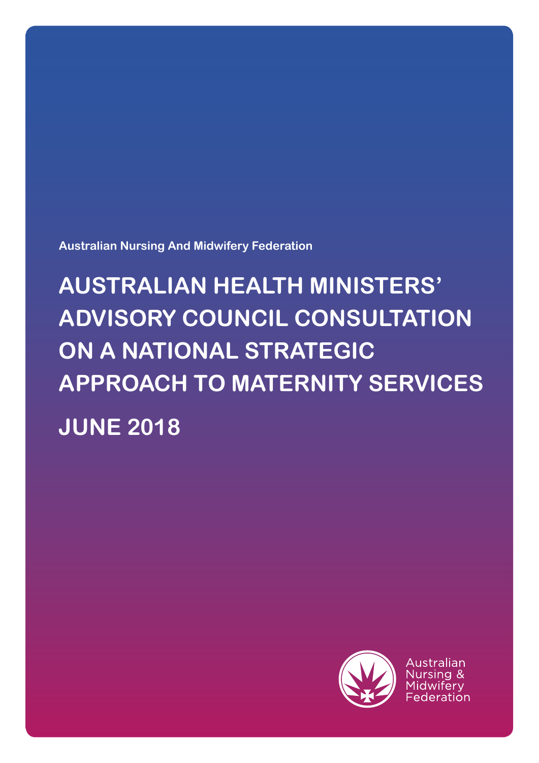Australian Nursing And Midwifery Federation

# AUSTRALIAN HEALTH MINISTERS' ADVISORY COUNCIL CONSULTATION ON A NATIONAL STRATEGIC APPROACH TO MATERNITY SERVICES

# JUNE 2018

Australian Nursing & Midwifery Federation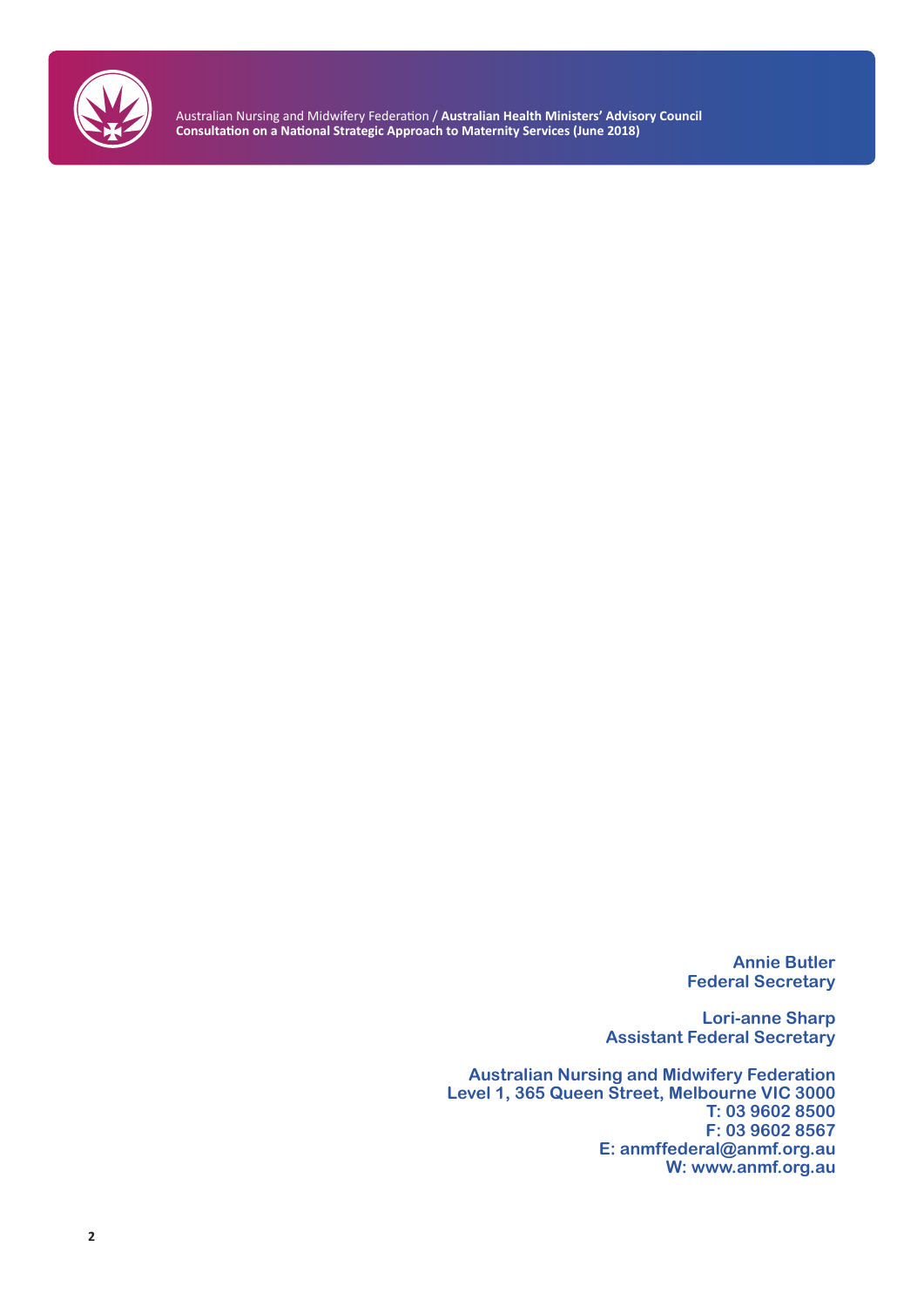**Annie Butler**
**Federal Secretary**

**Lori-anne Sharp**
**Assistant Federal Secretary**

**Australian Nursing and Midwifery Federation**
**Level 1, 365 Queen Street, Melbourne VIC 3000**
**T: 03 9602 8500**
**F: 03 9602 8567**
**E: anmffederal@anmf.org.au**
**W: www.anmf.org.au**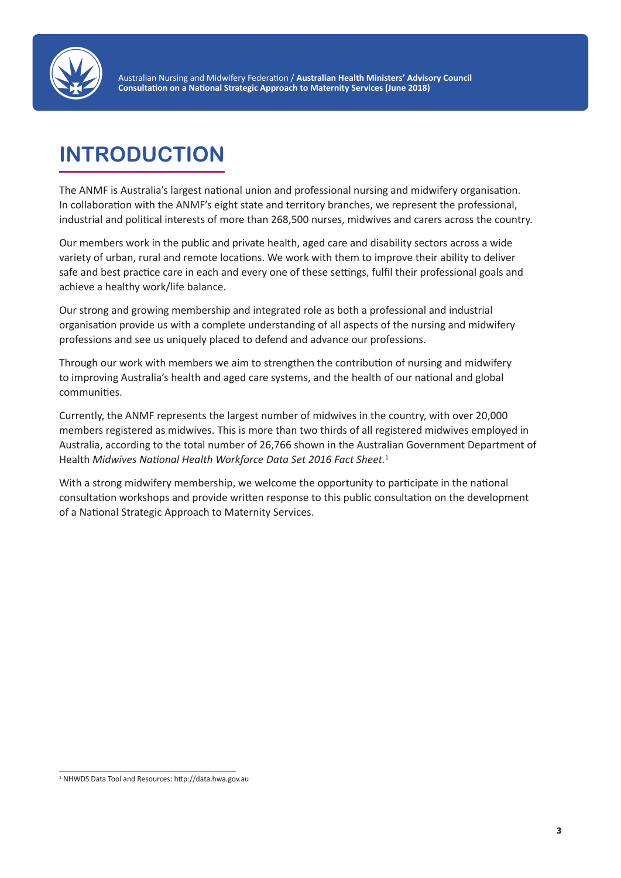# INTRODUCTION

The ANMF is Australia's largest national union and professional nursing and midwifery organisation. In collaboration with the ANMF's eight state and territory branches, we represent the professional, industrial and political interests of more than 268,500 nurses, midwives and carers across the country.

Our members work in the public and private health, aged care and disability sectors across a wide variety of urban, rural and remote locations. We work with them to improve their ability to deliver safe and best practice care in each and every one of these settings, fulfil their professional goals and achieve a healthy work/life balance.

Our strong and growing membership and integrated role as both a professional and industrial organisation provide us with a complete understanding of all aspects of the nursing and midwifery professions and see us uniquely placed to defend and advance our professions.

Through our work with members we aim to strengthen the contribution of nursing and midwifery to improving Australia's health and aged care systems, and the health of our national and global communities.

Currently, the ANMF represents the largest number of midwives in the country, with over 20,000 members registered as midwives. This is more than two thirds of all registered midwives employed in Australia, according to the total number of 26,766 shown in the Australian Government Department of Health *Midwives National Health Workforce Data Set 2016 Fact Sheet.*[1]

With a strong midwifery membership, we welcome the opportunity to participate in the national consultation workshops and provide written response to this public consultation on the development of a National Strategic Approach to Maternity Services.

[1] NHWDS Data Tool and Resources: http://data.hwa.gov.au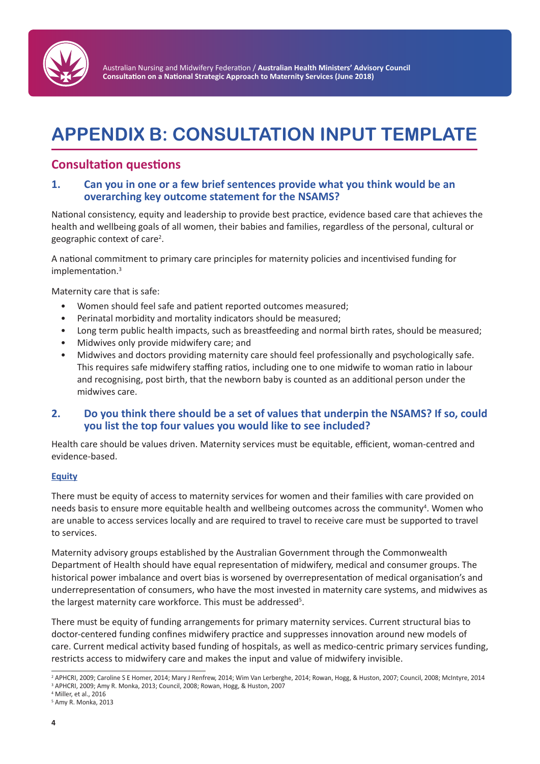# APPENDIX B: CONSULTATION INPUT TEMPLATE

## Consultation questions

### 1. Can you in one or a few brief sentences provide what you think would be an overarching key outcome statement for the NSAMS?

National consistency, equity and leadership to provide best practice, evidence based care that achieves the health and wellbeing goals of all women, their babies and families, regardless of the personal, cultural or geographic context of care[2].

A national commitment to primary care principles for maternity policies and incentivised funding for implementation.[3]

Maternity care that is safe:

- Women should feel safe and patient reported outcomes measured;
- Perinatal morbidity and mortality indicators should be measured;
- Long term public health impacts, such as breastfeeding and normal birth rates, should be measured;
- Midwives only provide midwifery care; and
- Midwives and doctors providing maternity care should feel professionally and psychologically safe. This requires safe midwifery staffing ratios, including one to one midwife to woman ratio in labour and recognising, post birth, that the newborn baby is counted as an additional person under the midwives care.

### 2. Do you think there should be a set of values that underpin the NSAMS? If so, could you list the top four values you would like to see included?

Health care should be values driven. Maternity services must be equitable, efficient, woman-centred and evidence-based.

**Equity**

There must be equity of access to maternity services for women and their families with care provided on needs basis to ensure more equitable health and wellbeing outcomes across the community[4]. Women who are unable to access services locally and are required to travel to receive care must be supported to travel to services.

Maternity advisory groups established by the Australian Government through the Commonwealth Department of Health should have equal representation of midwifery, medical and consumer groups. The historical power imbalance and overt bias is worsened by overrepresentation of medical organisation's and underrepresentation of consumers, who have the most invested in maternity care systems, and midwives as the largest maternity care workforce. This must be addressed[5].

There must be equity of funding arrangements for primary maternity services. Current structural bias to doctor-centered funding confines midwifery practice and suppresses innovation around new models of care. Current medical activity based funding of hospitals, as well as medico-centric primary services funding, restricts access to midwifery care and makes the input and value of midwifery invisible.

---

[2] APHCRI, 2009; Caroline S E Homer, 2014; Mary J Renfrew, 2014; Wim Van Lerberghe, 2014; Rowan, Hogg, & Huston, 2007; Council, 2008; McIntyre, 2014

[3] APHCRI, 2009; Amy R. Monka, 2013; Council, 2008; Rowan, Hogg, & Huston, 2007

[4] Miller, et al., 2016

[5] Amy R. Monka, 2013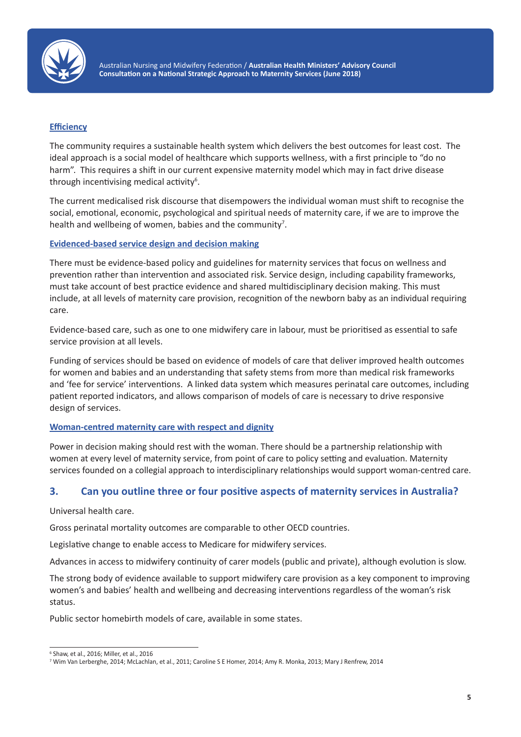**Efficiency**

The community requires a sustainable health system which delivers the best outcomes for least cost. The ideal approach is a social model of healthcare which supports wellness, with a first principle to "do no harm". This requires a shift in our current expensive maternity model which may in fact drive disease through incentivising medical activity[6].

The current medicalised risk discourse that disempowers the individual woman must shift to recognise the social, emotional, economic, psychological and spiritual needs of maternity care, if we are to improve the health and wellbeing of women, babies and the community[7].

**Evidenced-based service design and decision making**

There must be evidence-based policy and guidelines for maternity services that focus on wellness and prevention rather than intervention and associated risk. Service design, including capability frameworks, must take account of best practice evidence and shared multidisciplinary decision making. This must include, at all levels of maternity care provision, recognition of the newborn baby as an individual requiring care.

Evidence-based care, such as one to one midwifery care in labour, must be prioritised as essential to safe service provision at all levels.

Funding of services should be based on evidence of models of care that deliver improved health outcomes for women and babies and an understanding that safety stems from more than medical risk frameworks and 'fee for service' interventions. A linked data system which measures perinatal care outcomes, including patient reported indicators, and allows comparison of models of care is necessary to drive responsive design of services.

**Woman-centred maternity care with respect and dignity**

Power in decision making should rest with the woman. There should be a partnership relationship with women at every level of maternity service, from point of care to policy setting and evaluation. Maternity services founded on a collegial approach to interdisciplinary relationships would support woman-centred care.

## 3. Can you outline three or four positive aspects of maternity services in Australia?

Universal health care.

Gross perinatal mortality outcomes are comparable to other OECD countries.

Legislative change to enable access to Medicare for midwifery services.

Advances in access to midwifery continuity of carer models (public and private), although evolution is slow.

The strong body of evidence available to support midwifery care provision as a key component to improving women's and babies' health and wellbeing and decreasing interventions regardless of the woman's risk status.

Public sector homebirth models of care, available in some states.

---

[6] Shaw, et al., 2016; Miller, et al., 2016

[7] Wim Van Lerberghe, 2014; McLachlan, et al., 2011; Caroline S E Homer, 2014; Amy R. Monka, 2013; Mary J Renfrew, 2014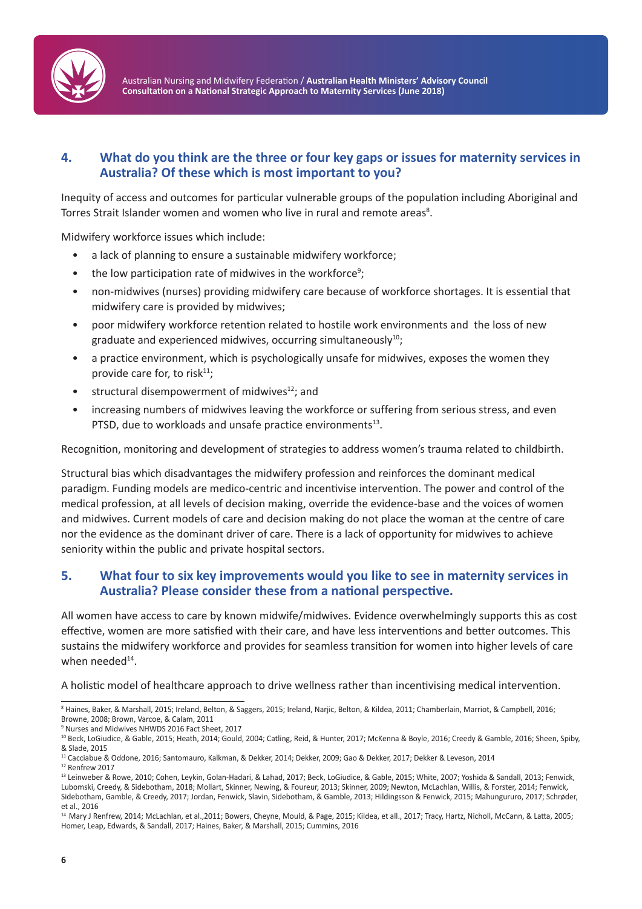## 4. What do you think are the three or four key gaps or issues for maternity services in Australia? Of these which is most important to you?

Inequity of access and outcomes for particular vulnerable groups of the population including Aboriginal and Torres Strait Islander women and women who live in rural and remote areas[8].

Midwifery workforce issues which include:

- a lack of planning to ensure a sustainable midwifery workforce;
- the low participation rate of midwives in the workforce[9];
- non-midwives (nurses) providing midwifery care because of workforce shortages. It is essential that midwifery care is provided by midwives;
- poor midwifery workforce retention related to hostile work environments and the loss of new graduate and experienced midwives, occurring simultaneously[10];
- a practice environment, which is psychologically unsafe for midwives, exposes the women they provide care for, to risk[11];
- structural disempowerment of midwives[12]; and
- increasing numbers of midwives leaving the workforce or suffering from serious stress, and even PTSD, due to workloads and unsafe practice environments[13].

Recognition, monitoring and development of strategies to address women's trauma related to childbirth.

Structural bias which disadvantages the midwifery profession and reinforces the dominant medical paradigm. Funding models are medico-centric and incentivise intervention. The power and control of the medical profession, at all levels of decision making, override the evidence-base and the voices of women and midwives. Current models of care and decision making do not place the woman at the centre of care nor the evidence as the dominant driver of care. There is a lack of opportunity for midwives to achieve seniority within the public and private hospital sectors.

## 5. What four to six key improvements would you like to see in maternity services in Australia? Please consider these from a national perspective.

All women have access to care by known midwife/midwives. Evidence overwhelmingly supports this as cost effective, women are more satisfied with their care, and have less interventions and better outcomes. This sustains the midwifery workforce and provides for seamless transition for women into higher levels of care when needed[14].

A holistic model of healthcare approach to drive wellness rather than incentivising medical intervention.

---

[8] Haines, Baker, & Marshall, 2015; Ireland, Belton, & Saggers, 2015; Ireland, Narjic, Belton, & Kildea, 2011; Chamberlain, Marriot, & Campbell, 2016; Browne, 2008; Brown, Varcoe, & Calam, 2011

[9] Nurses and Midwives NHWDS 2016 Fact Sheet, 2017

[10] Beck, LoGiudice, & Gable, 2015; Heath, 2014; Gould, 2004; Catling, Reid, & Hunter, 2017; McKenna & Boyle, 2016; Creedy & Gamble, 2016; Sheen, Spiby, & Slade, 2015

[11] Cacciabue & Oddone, 2016; Santomauro, Kalkman, & Dekker, 2014; Dekker, 2009; Gao & Dekker, 2017; Dekker & Leveson, 2014

[12] Renfrew 2017

[13] Leinweber & Rowe, 2010; Cohen, Leykin, Golan-Hadari, & Lahad, 2017; Beck, LoGiudice, & Gable, 2015; White, 2007; Yoshida & Sandall, 2013; Fenwick, Lubomski, Creedy, & Sidebotham, 2018; Mollart, Skinner, Newing, & Foureur, 2013; Skinner, 2009; Newton, McLachlan, Willis, & Forster, 2014; Fenwick, Sidebotham, Gamble, & Creedy, 2017; Jordan, Fenwick, Slavin, Sidebotham, & Gamble, 2013; Hildingsson & Fenwick, 2015; Mahunguruuro, 2017; Schrøder, et al., 2016

[14] Mary J Renfrew, 2014; McLachlan, et al.,2011; Bowers, Cheyne, Mould, & Page, 2015; Kildea, et all., 2017; Tracy, Hartz, Nicholl, McCann, & Latta, 2005; Homer, Leap, Edwards, & Sandall, 2017; Haines, Baker, & Marshall, 2015; Cummins, 2016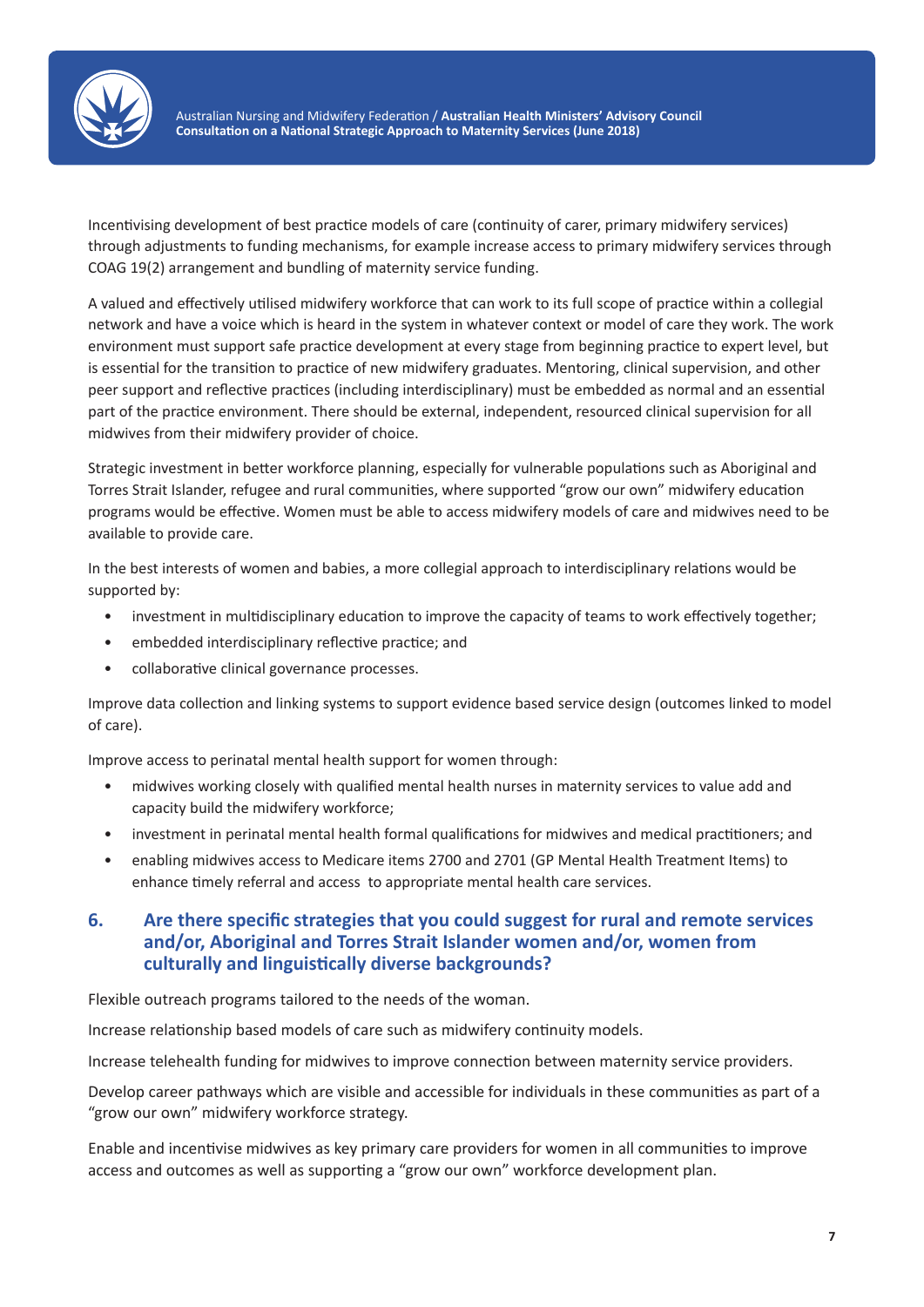Incentivising development of best practice models of care (continuity of carer, primary midwifery services) through adjustments to funding mechanisms, for example increase access to primary midwifery services through COAG 19(2) arrangement and bundling of maternity service funding.

A valued and effectively utilised midwifery workforce that can work to its full scope of practice within a collegial network and have a voice which is heard in the system in whatever context or model of care they work. The work environment must support safe practice development at every stage from beginning practice to expert level, but is essential for the transition to practice of new midwifery graduates. Mentoring, clinical supervision, and other peer support and reflective practices (including interdisciplinary) must be embedded as normal and an essential part of the practice environment. There should be external, independent, resourced clinical supervision for all midwives from their midwifery provider of choice.

Strategic investment in better workforce planning, especially for vulnerable populations such as Aboriginal and Torres Strait Islander, refugee and rural communities, where supported "grow our own" midwifery education programs would be effective. Women must be able to access midwifery models of care and midwives need to be available to provide care.

In the best interests of women and babies, a more collegial approach to interdisciplinary relations would be supported by:

- investment in multidisciplinary education to improve the capacity of teams to work effectively together;
- embedded interdisciplinary reflective practice; and
- collaborative clinical governance processes.

Improve data collection and linking systems to support evidence based service design (outcomes linked to model of care).

Improve access to perinatal mental health support for women through:

- midwives working closely with qualified mental health nurses in maternity services to value add and capacity build the midwifery workforce;
- investment in perinatal mental health formal qualifications for midwives and medical practitioners; and
- enabling midwives access to Medicare items 2700 and 2701 (GP Mental Health Treatment Items) to enhance timely referral and access to appropriate mental health care services.

## 6. Are there specific strategies that you could suggest for rural and remote services and/or, Aboriginal and Torres Strait Islander women and/or, women from culturally and linguistically diverse backgrounds?

Flexible outreach programs tailored to the needs of the woman.

Increase relationship based models of care such as midwifery continuity models.

Increase telehealth funding for midwives to improve connection between maternity service providers.

Develop career pathways which are visible and accessible for individuals in these communities as part of a "grow our own" midwifery workforce strategy.

Enable and incentivise midwives as key primary care providers for women in all communities to improve access and outcomes as well as supporting a "grow our own" workforce development plan.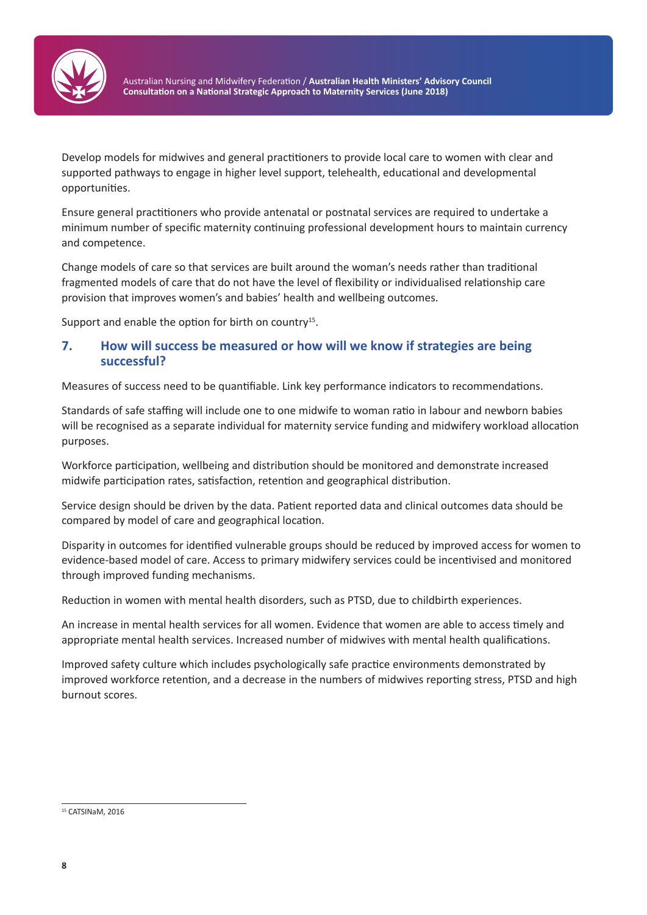Develop models for midwives and general practitioners to provide local care to women with clear and supported pathways to engage in higher level support, telehealth, educational and developmental opportunities.

Ensure general practitioners who provide antenatal or postnatal services are required to undertake a minimum number of specific maternity continuing professional development hours to maintain currency and competence.

Change models of care so that services are built around the woman's needs rather than traditional fragmented models of care that do not have the level of flexibility or individualised relationship care provision that improves women's and babies' health and wellbeing outcomes.

Support and enable the option for birth on country[15].

## 7. How will success be measured or how will we know if strategies are being successful?

Measures of success need to be quantifiable. Link key performance indicators to recommendations.

Standards of safe staffing will include one to one midwife to woman ratio in labour and newborn babies will be recognised as a separate individual for maternity service funding and midwifery workload allocation purposes.

Workforce participation, wellbeing and distribution should be monitored and demonstrate increased midwife participation rates, satisfaction, retention and geographical distribution.

Service design should be driven by the data. Patient reported data and clinical outcomes data should be compared by model of care and geographical location.

Disparity in outcomes for identified vulnerable groups should be reduced by improved access for women to evidence-based model of care. Access to primary midwifery services could be incentivised and monitored through improved funding mechanisms.

Reduction in women with mental health disorders, such as PTSD, due to childbirth experiences.

An increase in mental health services for all women. Evidence that women are able to access timely and appropriate mental health services. Increased number of midwives with mental health qualifications.

Improved safety culture which includes psychologically safe practice environments demonstrated by improved workforce retention, and a decrease in the numbers of midwives reporting stress, PTSD and high burnout scores.

---

[15] CATSINaM, 2016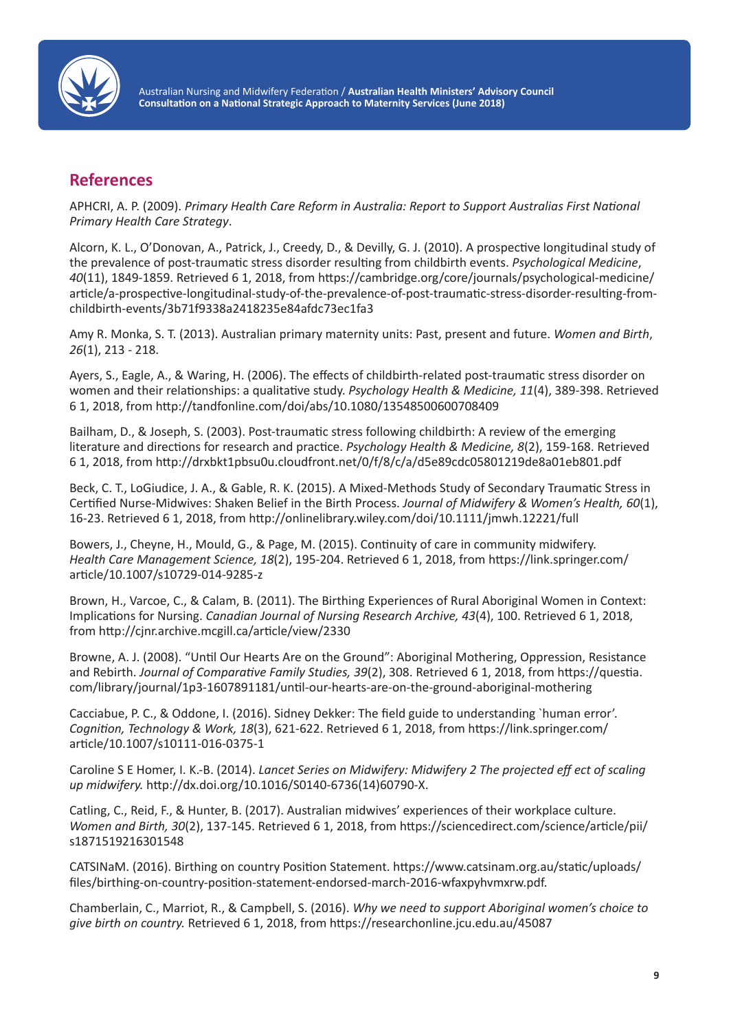## References

APHCRI, A. P. (2009). *Primary Health Care Reform in Australia: Report to Support Australias First National Primary Health Care Strategy*.

Alcorn, K. L., O'Donovan, A., Patrick, J., Creedy, D., & Devilly, G. J. (2010). A prospective longitudinal study of the prevalence of post-traumatic stress disorder resulting from childbirth events. *Psychological Medicine*, *40*(11), 1849-1859. Retrieved 6 1, 2018, from https://cambridge.org/core/journals/psychological-medicine/article/a-prospective-longitudinal-study-of-the-prevalence-of-post-traumatic-stress-disorder-resulting-from-childbirth-events/3b71f9338a2418235e84afdc73ec1fa3

Amy R. Monka, S. T. (2013). Australian primary maternity units: Past, present and future. *Women and Birth*, *26*(1), 213 - 218.

Ayers, S., Eagle, A., & Waring, H. (2006). The effects of childbirth-related post-traumatic stress disorder on women and their relationships: a qualitative study. *Psychology Health & Medicine, 11*(4), 389-398. Retrieved 6 1, 2018, from http://tandfonline.com/doi/abs/10.1080/13548500600708409

Bailham, D., & Joseph, S. (2003). Post-traumatic stress following childbirth: A review of the emerging literature and directions for research and practice. *Psychology Health & Medicine, 8*(2), 159-168. Retrieved 6 1, 2018, from http://drxbkt1pbsu0u.cloudfront.net/0/f/8/c/a/d5e89cdc05801219de8a01eb801.pdf

Beck, C. T., LoGiudice, J. A., & Gable, R. K. (2015). A Mixed-Methods Study of Secondary Traumatic Stress in Certified Nurse-Midwives: Shaken Belief in the Birth Process. *Journal of Midwifery & Women's Health, 60*(1), 16-23. Retrieved 6 1, 2018, from http://onlinelibrary.wiley.com/doi/10.1111/jmwh.12221/full

Bowers, J., Cheyne, H., Mould, G., & Page, M. (2015). Continuity of care in community midwifery. *Health Care Management Science, 18*(2), 195-204. Retrieved 6 1, 2018, from https://link.springer.com/article/10.1007/s10729-014-9285-z

Brown, H., Varcoe, C., & Calam, B. (2011). The Birthing Experiences of Rural Aboriginal Women in Context: Implications for Nursing. *Canadian Journal of Nursing Research Archive, 43*(4), 100. Retrieved 6 1, 2018, from http://cjnr.archive.mcgill.ca/article/view/2330

Browne, A. J. (2008). "Until Our Hearts Are on the Ground": Aboriginal Mothering, Oppression, Resistance and Rebirth. *Journal of Comparative Family Studies, 39*(2), 308. Retrieved 6 1, 2018, from https://questia.com/library/journal/1p3-1607891181/until-our-hearts-are-on-the-ground-aboriginal-mothering

Cacciabue, P. C., & Oddone, I. (2016). Sidney Dekker: The field guide to understanding `human error'. *Cognition, Technology & Work, 18*(3), 621-622. Retrieved 6 1, 2018, from https://link.springer.com/article/10.1007/s10111-016-0375-1

Caroline S E Homer, I. K.-B. (2014). *Lancet Series on Midwifery: Midwifery 2 The projected eff ect of scaling up midwifery.* http://dx.doi.org/10.1016/S0140-6736(14)60790-X.

Catling, C., Reid, F., & Hunter, B. (2017). Australian midwives' experiences of their workplace culture. *Women and Birth, 30*(2), 137-145. Retrieved 6 1, 2018, from https://sciencedirect.com/science/article/pii/s1871519216301548

CATSINaM. (2016). Birthing on country Position Statement. https://www.catsinam.org.au/static/uploads/files/birthing-on-country-position-statement-endorsed-march-2016-wfaxpyhvmxrw.pdf.

Chamberlain, C., Marriot, R., & Campbell, S. (2016). *Why we need to support Aboriginal women's choice to give birth on country.* Retrieved 6 1, 2018, from https://researchonline.jcu.edu.au/45087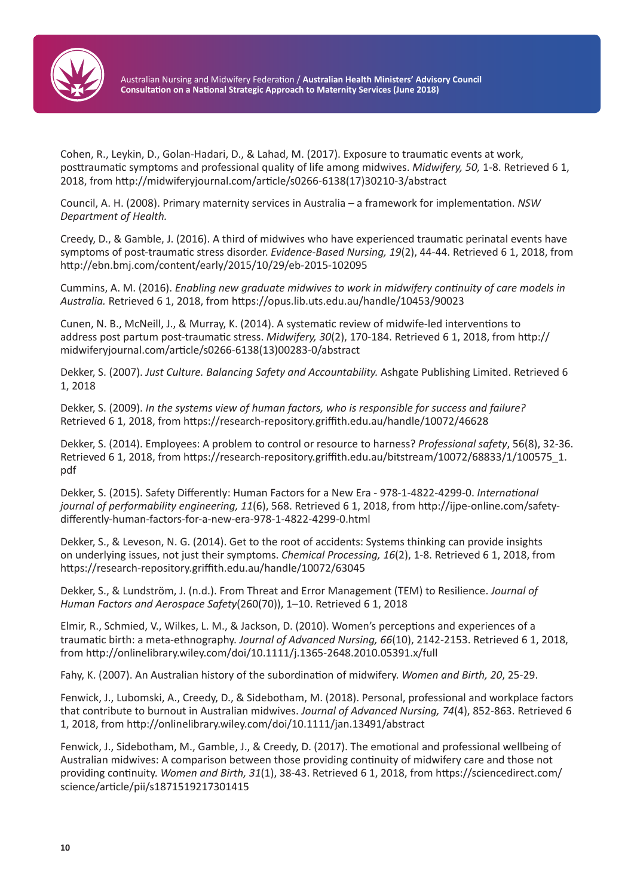Cohen, R., Leykin, D., Golan-Hadari, D., & Lahad, M. (2017). Exposure to traumatic events at work, posttraumatic symptoms and professional quality of life among midwives. *Midwifery, 50,* 1-8. Retrieved 6 1, 2018, from http://midwiferyjournal.com/article/s0266-6138(17)30210-3/abstract

Council, A. H. (2008). Primary maternity services in Australia – a framework for implementation. *NSW Department of Health.*

Creedy, D., & Gamble, J. (2016). A third of midwives who have experienced traumatic perinatal events have symptoms of post-traumatic stress disorder. *Evidence-Based Nursing, 19*(2), 44-44. Retrieved 6 1, 2018, from http://ebn.bmj.com/content/early/2015/10/29/eb-2015-102095

Cummins, A. M. (2016). *Enabling new graduate midwives to work in midwifery continuity of care models in Australia.* Retrieved 6 1, 2018, from https://opus.lib.uts.edu.au/handle/10453/90023

Cunen, N. B., McNeill, J., & Murray, K. (2014). A systematic review of midwife-led interventions to address post partum post-traumatic stress. *Midwifery, 30*(2), 170-184. Retrieved 6 1, 2018, from http://midwiferyjournal.com/article/s0266-6138(13)00283-0/abstract

Dekker, S. (2007). *Just Culture. Balancing Safety and Accountability.* Ashgate Publishing Limited. Retrieved 6 1, 2018

Dekker, S. (2009). *In the systems view of human factors, who is responsible for success and failure?* Retrieved 6 1, 2018, from https://research-repository.griffith.edu.au/handle/10072/46628

Dekker, S. (2014). Employees: A problem to control or resource to harness? *Professional safety*, 56(8), 32-36. Retrieved 6 1, 2018, from https://research-repository.griffith.edu.au/bitstream/10072/68833/1/100575_1.pdf

Dekker, S. (2015). Safety Differently: Human Factors for a New Era - 978-1-4822-4299-0. *International journal of performability engineering, 11*(6), 568. Retrieved 6 1, 2018, from http://ijpe-online.com/safety-differently-human-factors-for-a-new-era-978-1-4822-4299-0.html

Dekker, S., & Leveson, N. G. (2014). Get to the root of accidents: Systems thinking can provide insights on underlying issues, not just their symptoms. *Chemical Processing, 16*(2), 1-8. Retrieved 6 1, 2018, from https://research-repository.griffith.edu.au/handle/10072/63045

Dekker, S., & Lundström, J. (n.d.). From Threat and Error Management (TEM) to Resilience. *Journal of Human Factors and Aerospace Safety*(260(70)), 1–10. Retrieved 6 1, 2018

Elmir, R., Schmied, V., Wilkes, L. M., & Jackson, D. (2010). Women's perceptions and experiences of a traumatic birth: a meta-ethnography. *Journal of Advanced Nursing, 66*(10), 2142-2153. Retrieved 6 1, 2018, from http://onlinelibrary.wiley.com/doi/10.1111/j.1365-2648.2010.05391.x/full

Fahy, K. (2007). An Australian history of the subordination of midwifery. *Women and Birth, 20*, 25-29.

Fenwick, J., Lubomski, A., Creedy, D., & Sidebotham, M. (2018). Personal, professional and workplace factors that contribute to burnout in Australian midwives. *Journal of Advanced Nursing, 74*(4), 852-863. Retrieved 6 1, 2018, from http://onlinelibrary.wiley.com/doi/10.1111/jan.13491/abstract

Fenwick, J., Sidebotham, M., Gamble, J., & Creedy, D. (2017). The emotional and professional wellbeing of Australian midwives: A comparison between those providing continuity of midwifery care and those not providing continuity. *Women and Birth, 31*(1), 38-43. Retrieved 6 1, 2018, from https://sciencedirect.com/science/article/pii/s1871519217301415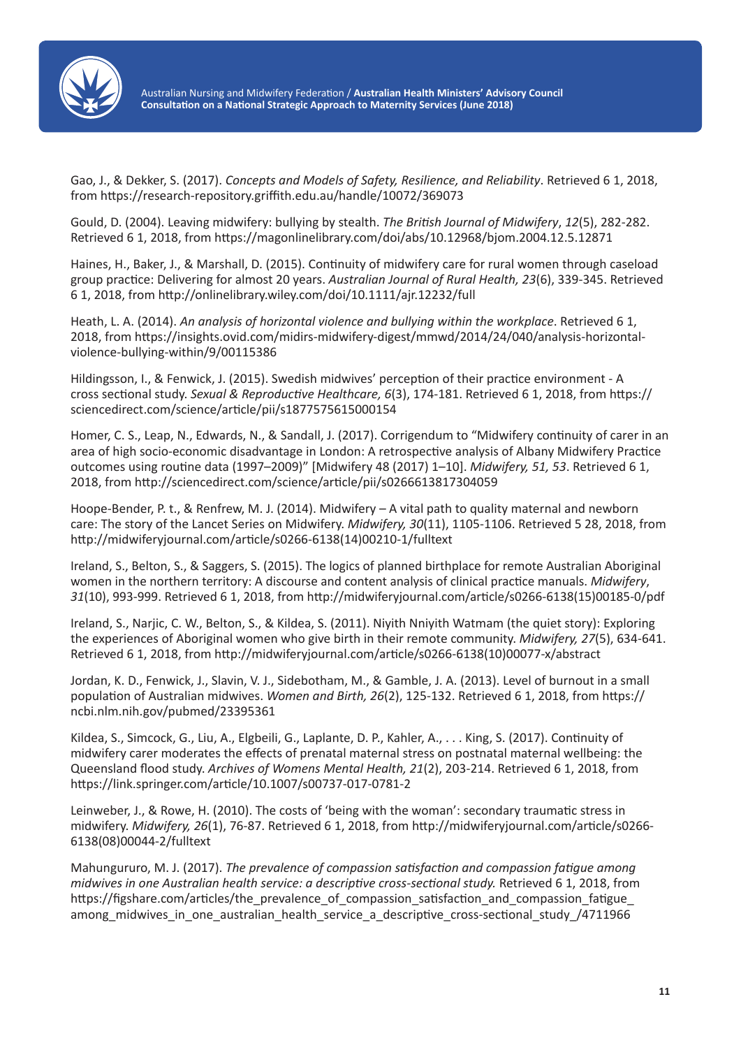Gao, J., & Dekker, S. (2017). *Concepts and Models of Safety, Resilience, and Reliability*. Retrieved 6 1, 2018, from https://research-repository.griffith.edu.au/handle/10072/369073

Gould, D. (2004). Leaving midwifery: bullying by stealth. *The British Journal of Midwifery*, *12*(5), 282-282. Retrieved 6 1, 2018, from https://magonlinelibrary.com/doi/abs/10.12968/bjom.2004.12.5.12871

Haines, H., Baker, J., & Marshall, D. (2015). Continuity of midwifery care for rural women through caseload group practice: Delivering for almost 20 years. *Australian Journal of Rural Health, 23*(6), 339-345. Retrieved 6 1, 2018, from http://onlinelibrary.wiley.com/doi/10.1111/ajr.12232/full

Heath, L. A. (2014). *An analysis of horizontal violence and bullying within the workplace*. Retrieved 6 1, 2018, from https://insights.ovid.com/midirs-midwifery-digest/mmwd/2014/24/040/analysis-horizontal-violence-bullying-within/9/00115386

Hildingsson, I., & Fenwick, J. (2015). Swedish midwives' perception of their practice environment - A cross sectional study. *Sexual & Reproductive Healthcare, 6*(3), 174-181. Retrieved 6 1, 2018, from https://sciencedirect.com/science/article/pii/s1877575615000154

Homer, C. S., Leap, N., Edwards, N., & Sandall, J. (2017). Corrigendum to "Midwifery continuity of carer in an area of high socio-economic disadvantage in London: A retrospective analysis of Albany Midwifery Practice outcomes using routine data (1997–2009)" [Midwifery 48 (2017) 1–10]. *Midwifery, 51, 53*. Retrieved 6 1, 2018, from http://sciencedirect.com/science/article/pii/s0266613817304059

Hoope-Bender, P. t., & Renfrew, M. J. (2014). Midwifery – A vital path to quality maternal and newborn care: The story of the Lancet Series on Midwifery. *Midwifery, 30*(11), 1105-1106. Retrieved 5 28, 2018, from http://midwiferyjournal.com/article/s0266-6138(14)00210-1/fulltext

Ireland, S., Belton, S., & Saggers, S. (2015). The logics of planned birthplace for remote Australian Aboriginal women in the northern territory: A discourse and content analysis of clinical practice manuals. *Midwifery*, *31*(10), 993-999. Retrieved 6 1, 2018, from http://midwiferyjournal.com/article/s0266-6138(15)00185-0/pdf

Ireland, S., Narjic, C. W., Belton, S., & Kildea, S. (2011). Niyith Nniyith Watmam (the quiet story): Exploring the experiences of Aboriginal women who give birth in their remote community. *Midwifery, 27*(5), 634-641. Retrieved 6 1, 2018, from http://midwiferyjournal.com/article/s0266-6138(10)00077-x/abstract

Jordan, K. D., Fenwick, J., Slavin, V. J., Sidebotham, M., & Gamble, J. A. (2013). Level of burnout in a small population of Australian midwives. *Women and Birth, 26*(2), 125-132. Retrieved 6 1, 2018, from https://ncbi.nlm.nih.gov/pubmed/23395361

Kildea, S., Simcock, G., Liu, A., Elgbeili, G., Laplante, D. P., Kahler, A., . . . King, S. (2017). Continuity of midwifery carer moderates the effects of prenatal maternal stress on postnatal maternal wellbeing: the Queensland flood study. *Archives of Womens Mental Health, 21*(2), 203-214. Retrieved 6 1, 2018, from https://link.springer.com/article/10.1007/s00737-017-0781-2

Leinweber, J., & Rowe, H. (2010). The costs of 'being with the woman': secondary traumatic stress in midwifery. *Midwifery, 26*(1), 76-87. Retrieved 6 1, 2018, from http://midwiferyjournal.com/article/s0266-6138(08)00044-2/fulltext

Mahungururo, M. J. (2017). *The prevalence of compassion satisfaction and compassion fatigue among midwives in one Australian health service: a descriptive cross-sectional study.* Retrieved 6 1, 2018, from https://figshare.com/articles/the_prevalence_of_compassion_satisfaction_and_compassion_fatigue_among_midwives_in_one_australian_health_service_a_descriptive_cross-sectional_study_/4711966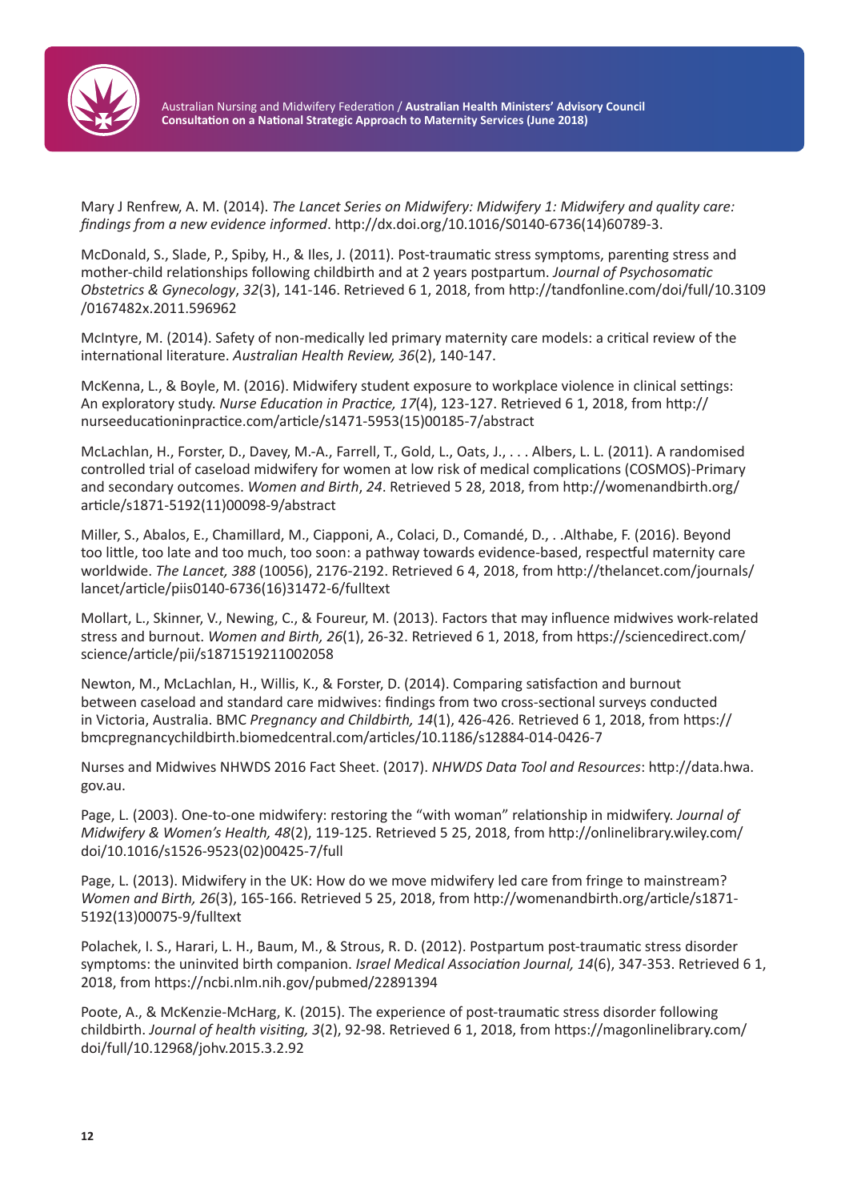Mary J Renfrew, A. M. (2014). *The Lancet Series on Midwifery: Midwifery 1: Midwifery and quality care: findings from a new evidence informed*. http://dx.doi.org/10.1016/S0140-6736(14)60789-3.

McDonald, S., Slade, P., Spiby, H., & Iles, J. (2011). Post-traumatic stress symptoms, parenting stress and mother-child relationships following childbirth and at 2 years postpartum. *Journal of Psychosomatic Obstetrics & Gynecology*, *32*(3), 141-146. Retrieved 6 1, 2018, from http://tandfonline.com/doi/full/10.3109/0167482x.2011.596962

McIntyre, M. (2014). Safety of non-medically led primary maternity care models: a critical review of the international literature. *Australian Health Review, 36*(2), 140-147.

McKenna, L., & Boyle, M. (2016). Midwifery student exposure to workplace violence in clinical settings: An exploratory study. *Nurse Education in Practice, 17*(4), 123-127. Retrieved 6 1, 2018, from http://nurseeducationinpractice.com/article/s1471-5953(15)00185-7/abstract

McLachlan, H., Forster, D., Davey, M.-A., Farrell, T., Gold, L., Oats, J., . . . Albers, L. L. (2011). A randomised controlled trial of caseload midwifery for women at low risk of medical complications (COSMOS)-Primary and secondary outcomes. *Women and Birth*, *24*. Retrieved 5 28, 2018, from http://womenandbirth.org/article/s1871-5192(11)00098-9/abstract

Miller, S., Abalos, E., Chamillard, M., Ciapponi, A., Colaci, D., Comandé, D., . .Althabe, F. (2016). Beyond too little, too late and too much, too soon: a pathway towards evidence-based, respectful maternity care worldwide. *The Lancet, 388* (10056), 2176-2192. Retrieved 6 4, 2018, from http://thelancet.com/journals/lancet/article/piis0140-6736(16)31472-6/fulltext

Mollart, L., Skinner, V., Newing, C., & Foureur, M. (2013). Factors that may influence midwives work-related stress and burnout. *Women and Birth, 26*(1), 26-32. Retrieved 6 1, 2018, from https://sciencedirect.com/science/article/pii/s1871519211002058

Newton, M., McLachlan, H., Willis, K., & Forster, D. (2014). Comparing satisfaction and burnout between caseload and standard care midwives: findings from two cross-sectional surveys conducted in Victoria, Australia. BMC *Pregnancy and Childbirth, 14*(1), 426-426. Retrieved 6 1, 2018, from https://bmcpregnancychildbirth.biomedcentral.com/articles/10.1186/s12884-014-0426-7

Nurses and Midwives NHWDS 2016 Fact Sheet. (2017). *NHWDS Data Tool and Resources*: http://data.hwa.gov.au.

Page, L. (2003). One-to-one midwifery: restoring the "with woman" relationship in midwifery. *Journal of Midwifery & Women's Health, 48*(2), 119-125. Retrieved 5 25, 2018, from http://onlinelibrary.wiley.com/doi/10.1016/s1526-9523(02)00425-7/full

Page, L. (2013). Midwifery in the UK: How do we move midwifery led care from fringe to mainstream? *Women and Birth, 26*(3), 165-166. Retrieved 5 25, 2018, from http://womenandbirth.org/article/s1871-5192(13)00075-9/fulltext

Polachek, I. S., Harari, L. H., Baum, M., & Strous, R. D. (2012). Postpartum post-traumatic stress disorder symptoms: the uninvited birth companion. *Israel Medical Association Journal, 14*(6), 347-353. Retrieved 6 1, 2018, from https://ncbi.nlm.nih.gov/pubmed/22891394

Poote, A., & McKenzie-McHarg, K. (2015). The experience of post-traumatic stress disorder following childbirth. *Journal of health visiting, 3*(2), 92-98. Retrieved 6 1, 2018, from https://magonlinelibrary.com/doi/full/10.12968/johv.2015.3.2.92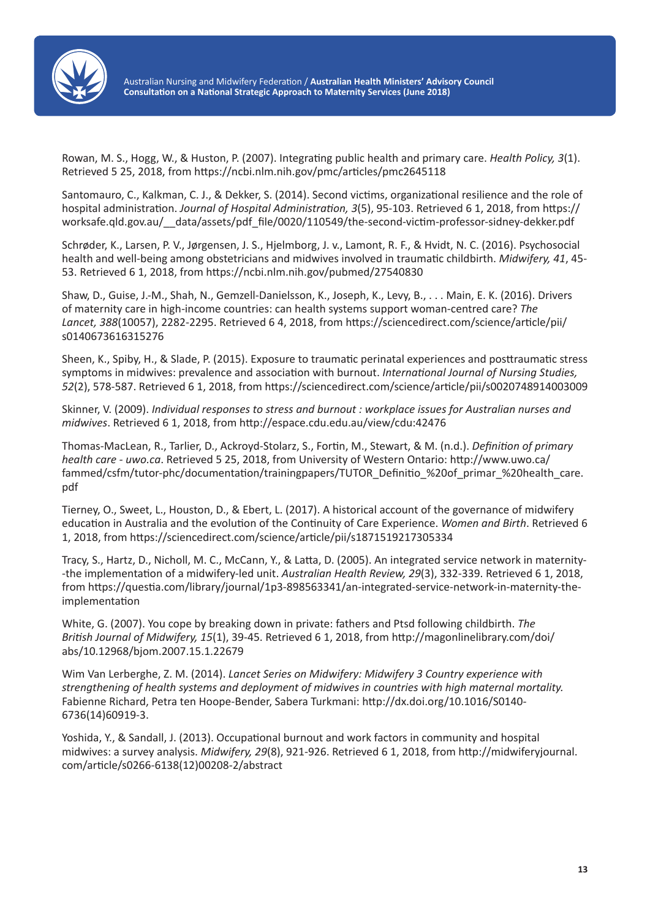Rowan, M. S., Hogg, W., & Huston, P. (2007). Integrating public health and primary care. *Health Policy, 3*(1). Retrieved 5 25, 2018, from https://ncbi.nlm.nih.gov/pmc/articles/pmc2645118

Santomauro, C., Kalkman, C. J., & Dekker, S. (2014). Second victims, organizational resilience and the role of hospital administration. *Journal of Hospital Administration, 3*(5), 95-103. Retrieved 6 1, 2018, from https://worksafe.qld.gov.au/__data/assets/pdf_file/0020/110549/the-second-victim-professor-sidney-dekker.pdf

Schrøder, K., Larsen, P. V., Jørgensen, J. S., Hjelmborg, J. v., Lamont, R. F., & Hvidt, N. C. (2016). Psychosocial health and well-being among obstetricians and midwives involved in traumatic childbirth. *Midwifery, 41*, 45-53. Retrieved 6 1, 2018, from https://ncbi.nlm.nih.gov/pubmed/27540830

Shaw, D., Guise, J.-M., Shah, N., Gemzell-Danielsson, K., Joseph, K., Levy, B., . . . Main, E. K. (2016). Drivers of maternity care in high-income countries: can health systems support woman-centred care? *The Lancet*, *388*(10057), 2282-2295. Retrieved 6 4, 2018, from https://sciencedirect.com/science/article/pii/s0140673616315276

Sheen, K., Spiby, H., & Slade, P. (2015). Exposure to traumatic perinatal experiences and posttraumatic stress symptoms in midwives: prevalence and association with burnout. *International Journal of Nursing Studies, 52*(2), 578-587. Retrieved 6 1, 2018, from https://sciencedirect.com/science/article/pii/s0020748914003009

Skinner, V. (2009). *Individual responses to stress and burnout : workplace issues for Australian nurses and midwives*. Retrieved 6 1, 2018, from http://espace.cdu.edu.au/view/cdu:42476

Thomas-MacLean, R., Tarlier, D., Ackroyd-Stolarz, S., Fortin, M., Stewart, & M. (n.d.). *Definition of primary health care - uwo.ca*. Retrieved 5 25, 2018, from University of Western Ontario: http://www.uwo.ca/fammed/csfm/tutor-phc/documentation/trainingpapers/TUTOR_Definitio_%20of_primar_%20health_care.pdf

Tierney, O., Sweet, L., Houston, D., & Ebert, L. (2017). A historical account of the governance of midwifery education in Australia and the evolution of the Continuity of Care Experience. *Women and Birth*. Retrieved 6 1, 2018, from https://sciencedirect.com/science/article/pii/s1871519217305334

Tracy, S., Hartz, D., Nicholl, M. C., McCann, Y., & Latta, D. (2005). An integrated service network in maternity--the implementation of a midwifery-led unit. *Australian Health Review, 29*(3), 332-339. Retrieved 6 1, 2018, from https://questia.com/library/journal/1p3-898563341/an-integrated-service-network-in-maternity-the-implementation

White, G. (2007). You cope by breaking down in private: fathers and Ptsd following childbirth. *The British Journal of Midwifery, 15*(1), 39-45. Retrieved 6 1, 2018, from http://magonlinelibrary.com/doi/abs/10.12968/bjom.2007.15.1.22679

Wim Van Lerberghe, Z. M. (2014). *Lancet Series on Midwifery: Midwifery 3 Country experience with strengthening of health systems and deployment of midwives in countries with high maternal mortality.* Fabienne Richard, Petra ten Hoope-Bender, Sabera Turkmani: http://dx.doi.org/10.1016/S0140-6736(14)60919-3.

Yoshida, Y., & Sandall, J. (2013). Occupational burnout and work factors in community and hospital midwives: a survey analysis. *Midwifery, 29*(8), 921-926. Retrieved 6 1, 2018, from http://midwiferyjournal.com/article/s0266-6138(12)00208-2/abstract